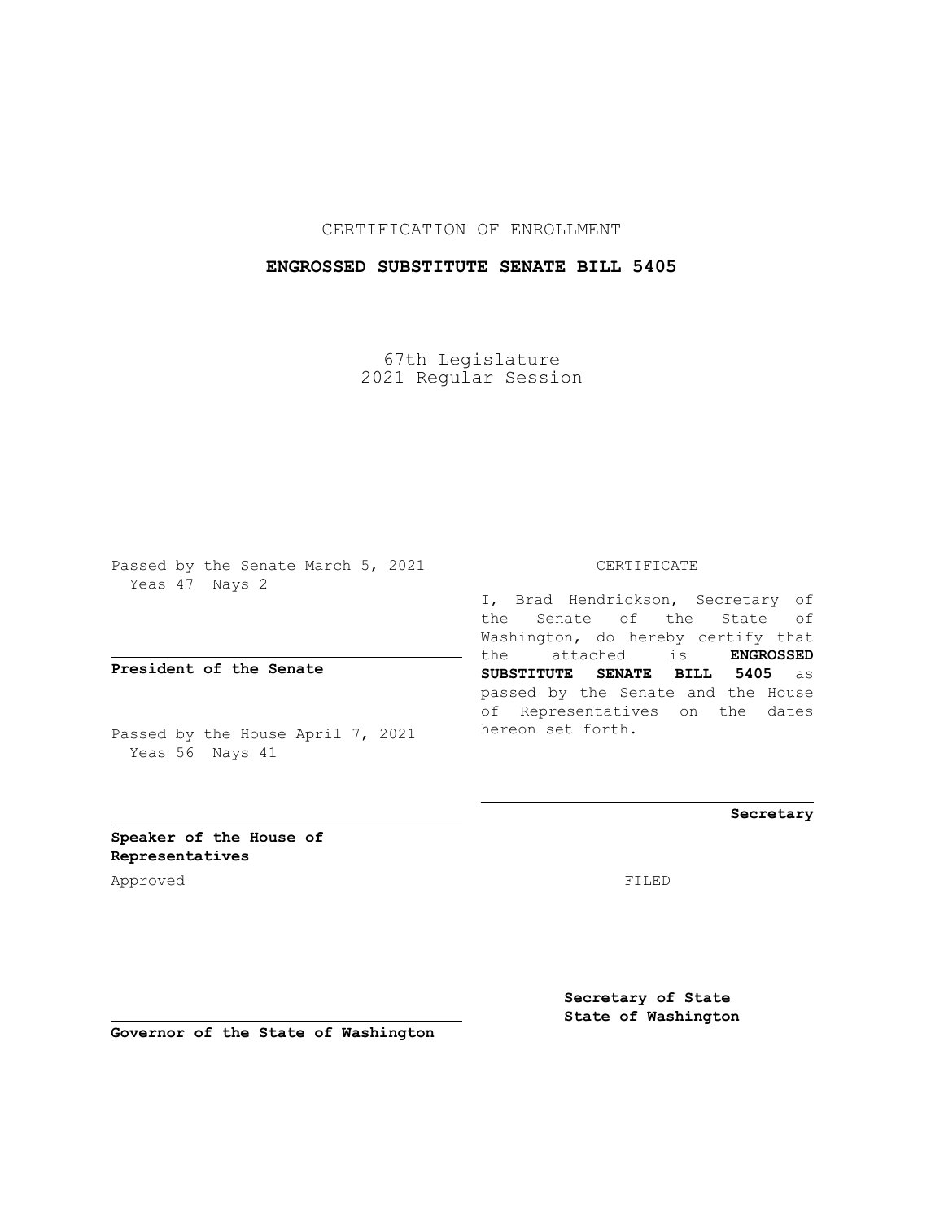CERTIFICATION OF ENROLLMENT

**ENGROSSED SUBSTITUTE SENATE BILL 5405**

67th Legislature
2021 Regular Session

Passed by the Senate March 5, 2021
Yeas 47 Nays 2

**President of the Senate**

Passed by the House April 7, 2021
Yeas 56 Nays 41

**Speaker of the House of Representatives**

Approved

**Governor of the State of Washington**

CERTIFICATE

I, Brad Hendrickson, Secretary of the Senate of the State of Washington, do hereby certify that the attached is **ENGROSSED SUBSTITUTE SENATE BILL 5405** as passed by the Senate and the House of Representatives on the dates hereon set forth.

**Secretary**

FILED

**Secretary of State**
**State of Washington**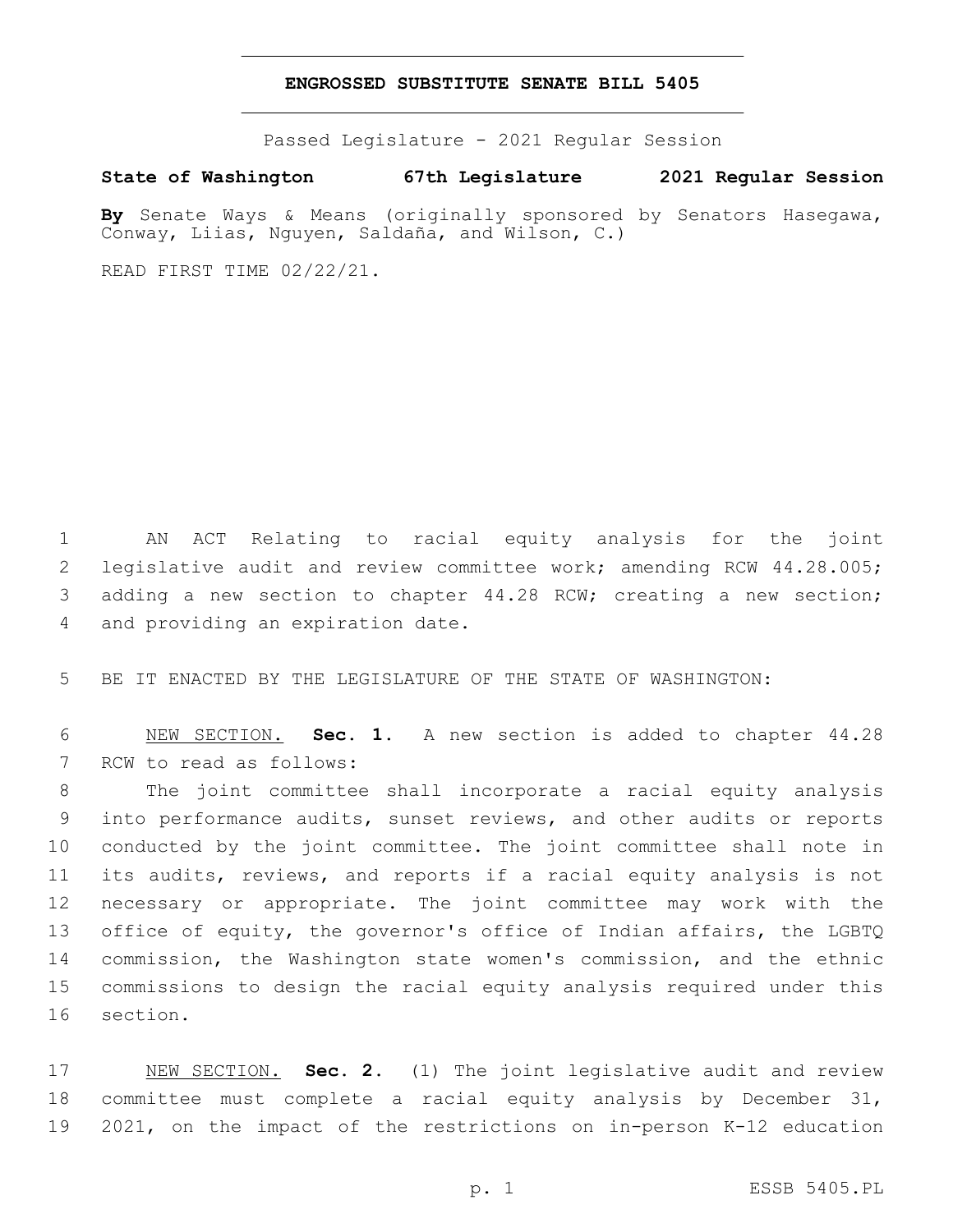# ENGROSSED SUBSTITUTE SENATE BILL 5405

Passed Legislature - 2021 Regular Session

**State of Washington 67th Legislature 2021 Regular Session**

**By** Senate Ways & Means (originally sponsored by Senators Hasegawa, Conway, Liias, Nguyen, Saldaña, and Wilson, C.)

READ FIRST TIME 02/22/21.

AN ACT Relating to racial equity analysis for the joint legislative audit and review committee work; amending RCW 44.28.005; adding a new section to chapter 44.28 RCW; creating a new section; and providing an expiration date.

BE IT ENACTED BY THE LEGISLATURE OF THE STATE OF WASHINGTON:

NEW SECTION. **Sec. 1.** A new section is added to chapter 44.28 RCW to read as follows:

The joint committee shall incorporate a racial equity analysis into performance audits, sunset reviews, and other audits or reports conducted by the joint committee. The joint committee shall note in its audits, reviews, and reports if a racial equity analysis is not necessary or appropriate. The joint committee may work with the office of equity, the governor's office of Indian affairs, the LGBTQ commission, the Washington state women's commission, and the ethnic commissions to design the racial equity analysis required under this section.

NEW SECTION. **Sec. 2.** (1) The joint legislative audit and review committee must complete a racial equity analysis by December 31, 2021, on the impact of the restrictions on in-person K-12 education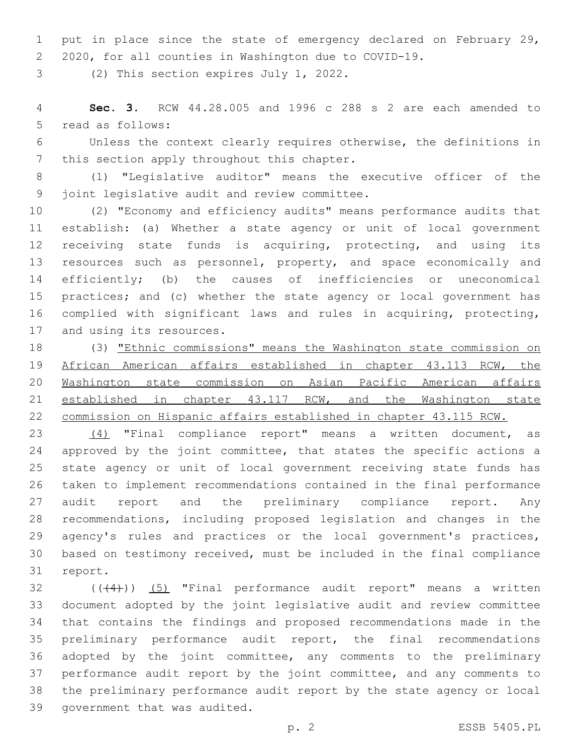put in place since the state of emergency declared on February 29, 2020, for all counties in Washington due to COVID-19.

(2) This section expires July 1, 2022.

**Sec. 3.** RCW 44.28.005 and 1996 c 288 s 2 are each amended to read as follows:

Unless the context clearly requires otherwise, the definitions in this section apply throughout this chapter.

(1) "Legislative auditor" means the executive officer of the joint legislative audit and review committee.

(2) "Economy and efficiency audits" means performance audits that establish: (a) Whether a state agency or unit of local government receiving state funds is acquiring, protecting, and using its resources such as personnel, property, and space economically and efficiently; (b) the causes of inefficiencies or uneconomical practices; and (c) whether the state agency or local government has complied with significant laws and rules in acquiring, protecting, and using its resources.

(3) "Ethnic commissions" means the Washington state commission on African American affairs established in chapter 43.113 RCW, the Washington state commission on Asian Pacific American affairs established in chapter 43.117 RCW, and the Washington state commission on Hispanic affairs established in chapter 43.115 RCW.

(4) "Final compliance report" means a written document, as approved by the joint committee, that states the specific actions a state agency or unit of local government receiving state funds has taken to implement recommendations contained in the final performance audit report and the preliminary compliance report. Any recommendations, including proposed legislation and changes in the agency's rules and practices or the local government's practices, based on testimony received, must be included in the final compliance report.

((~~(4)~~)) (5) "Final performance audit report" means a written document adopted by the joint legislative audit and review committee that contains the findings and proposed recommendations made in the preliminary performance audit report, the final recommendations adopted by the joint committee, any comments to the preliminary performance audit report by the joint committee, and any comments to the preliminary performance audit report by the state agency or local government that was audited.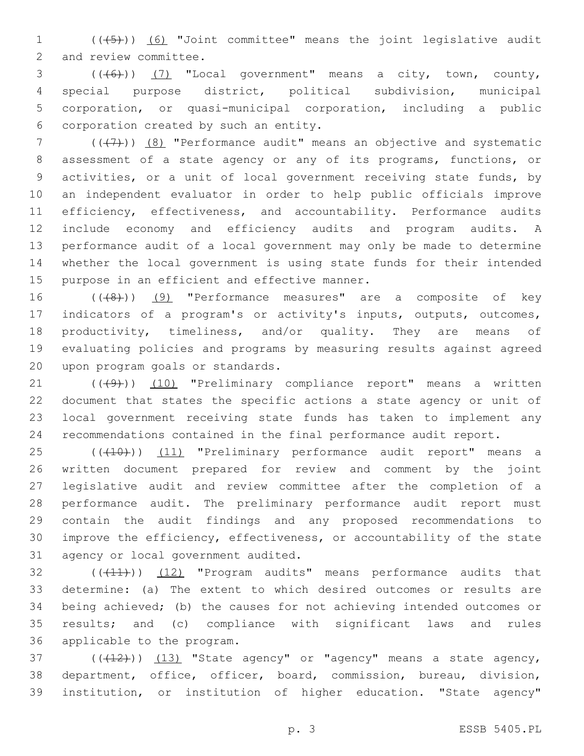((~~(5)~~)) <u>(6)</u> "Joint committee" means the joint legislative audit and review committee.

((~~(6)~~)) <u>(7)</u> "Local government" means a city, town, county, special purpose district, political subdivision, municipal corporation, or quasi-municipal corporation, including a public corporation created by such an entity.

((~~(7)~~)) <u>(8)</u> "Performance audit" means an objective and systematic assessment of a state agency or any of its programs, functions, or activities, or a unit of local government receiving state funds, by an independent evaluator in order to help public officials improve efficiency, effectiveness, and accountability. Performance audits include economy and efficiency audits and program audits. A performance audit of a local government may only be made to determine whether the local government is using state funds for their intended purpose in an efficient and effective manner.

((~~(8)~~)) <u>(9)</u> "Performance measures" are a composite of key indicators of a program's or activity's inputs, outputs, outcomes, productivity, timeliness, and/or quality. They are means of evaluating policies and programs by measuring results against agreed upon program goals or standards.

((~~(9)~~)) <u>(10)</u> "Preliminary compliance report" means a written document that states the specific actions a state agency or unit of local government receiving state funds has taken to implement any recommendations contained in the final performance audit report.

((~~(10)~~)) <u>(11)</u> "Preliminary performance audit report" means a written document prepared for review and comment by the joint legislative audit and review committee after the completion of a performance audit. The preliminary performance audit report must contain the audit findings and any proposed recommendations to improve the efficiency, effectiveness, or accountability of the state agency or local government audited.

((~~(11)~~)) <u>(12)</u> "Program audits" means performance audits that determine: (a) The extent to which desired outcomes or results are being achieved; (b) the causes for not achieving intended outcomes or results; and (c) compliance with significant laws and rules applicable to the program.

((~~(12)~~)) <u>(13)</u> "State agency" or "agency" means a state agency, department, office, officer, board, commission, bureau, division, institution, or institution of higher education. "State agency"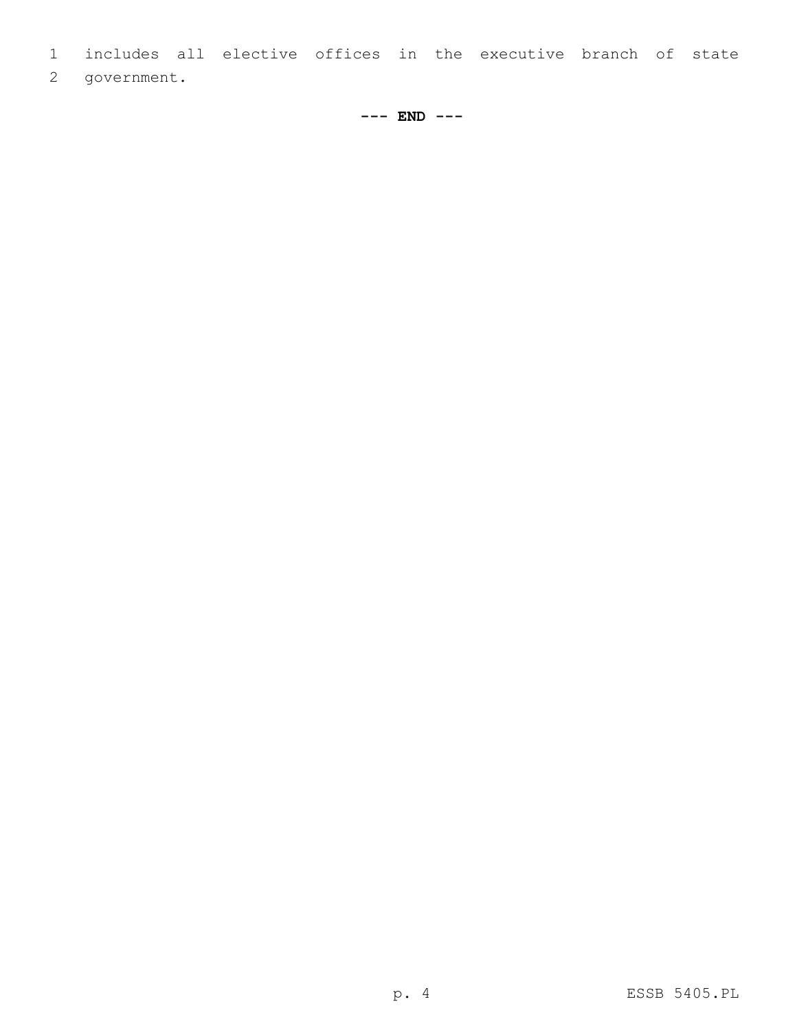includes all elective offices in the executive branch of state government.

**--- END ---**